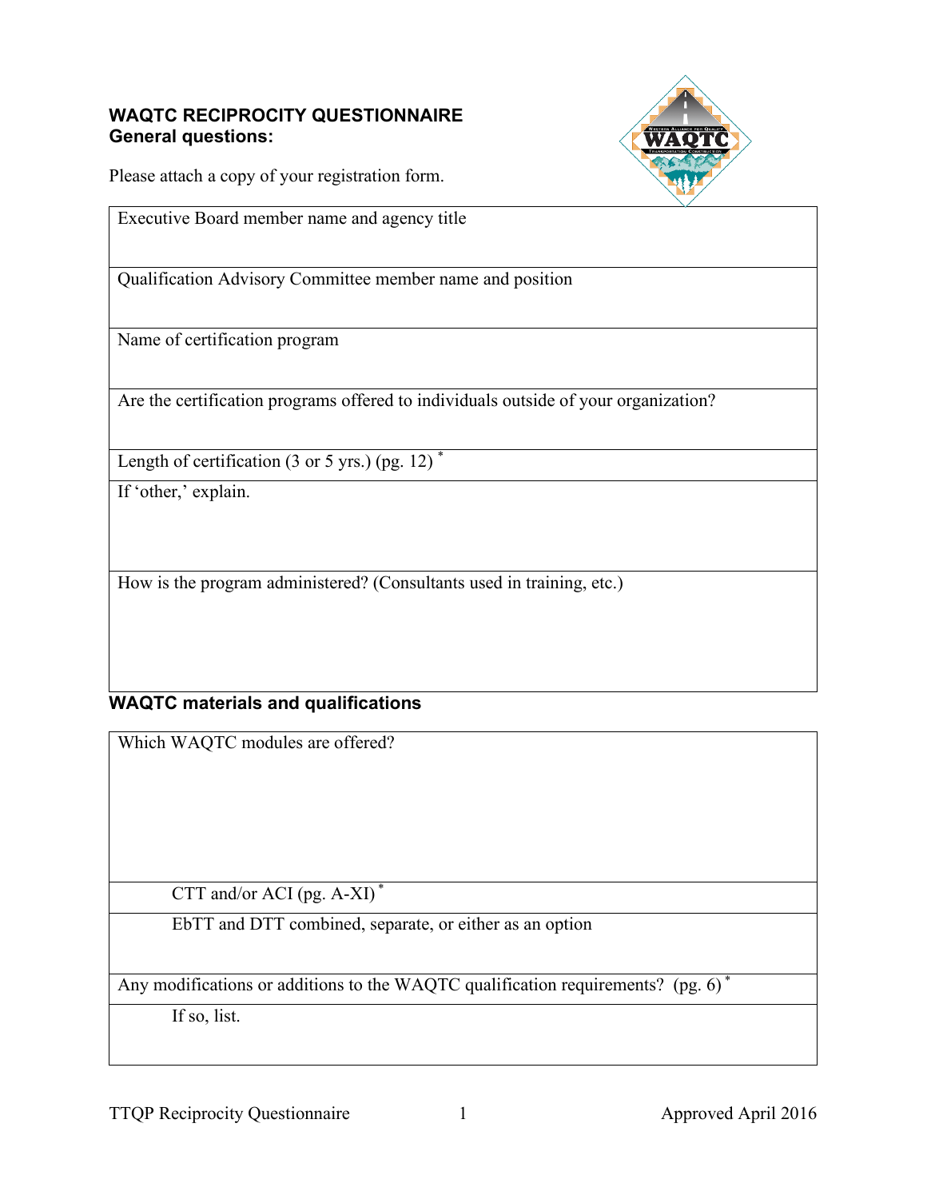# WAQTC RECIPROCITY QUESTIONNAIRE

## General questions:

Please attach a copy of your registration form.

| |
|---|
| Executive Board member name and agency title |
| Qualification Advisory Committee member name and position |
| Name of certification program |
| Are the certification programs offered to individuals outside of your organization? |
| Length of certification (3 or 5 yrs.) (pg. 12) * |
| If 'other,' explain. |
| How is the program administered? (Consultants used in training, etc.) |

## WAQTC materials and qualifications

| |
|---|
| Which WAQTC modules are offered? |
| CTT and/or ACI (pg. A-XI) * |
| EbTT and DTT combined, separate, or either as an option |
| Any modifications or additions to the WAQTC qualification requirements? (pg. 6) * |
| If so, list. |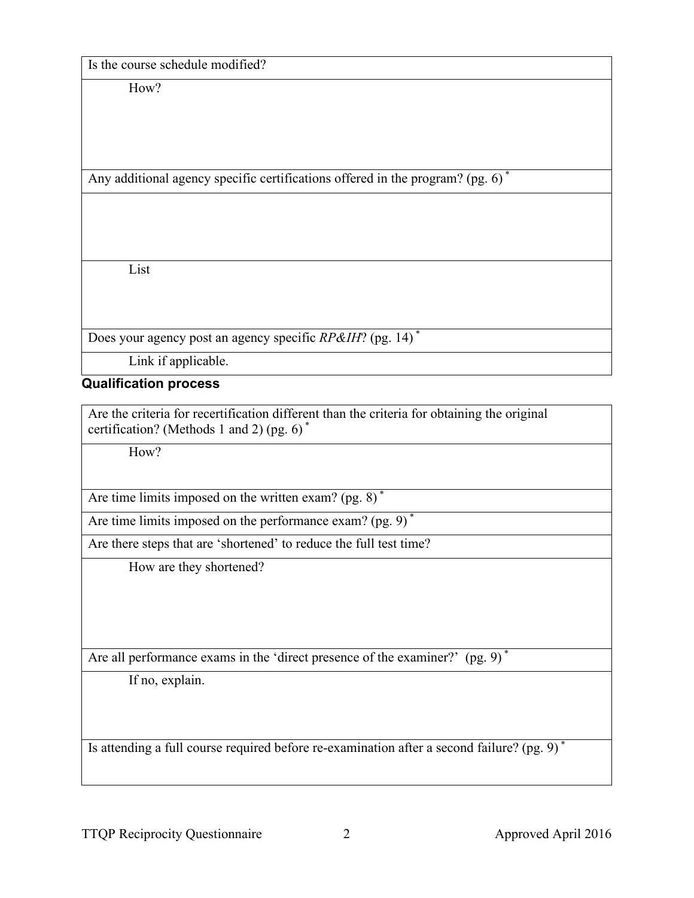| Is the course schedule modified? |
| --- |
| How? |
| Any additional agency specific certifications offered in the program? (pg. 6) * |
| |
| List |
| Does your agency post an agency specific *RP&IH*? (pg. 14) * |
| Link if applicable. |

**Qualification process**

| Are the criteria for recertification different than the criteria for obtaining the original certification? (Methods 1 and 2) (pg. 6) * |
| --- |
| How? |
| Are time limits imposed on the written exam? (pg. 8) * |
| Are time limits imposed on the performance exam? (pg. 9) * |
| Are there steps that are 'shortened' to reduce the full test time? |
| How are they shortened? |
| Are all performance exams in the 'direct presence of the examiner?' (pg. 9) * |
| If no, explain. |
| Is attending a full course required before re-examination after a second failure? (pg. 9) * |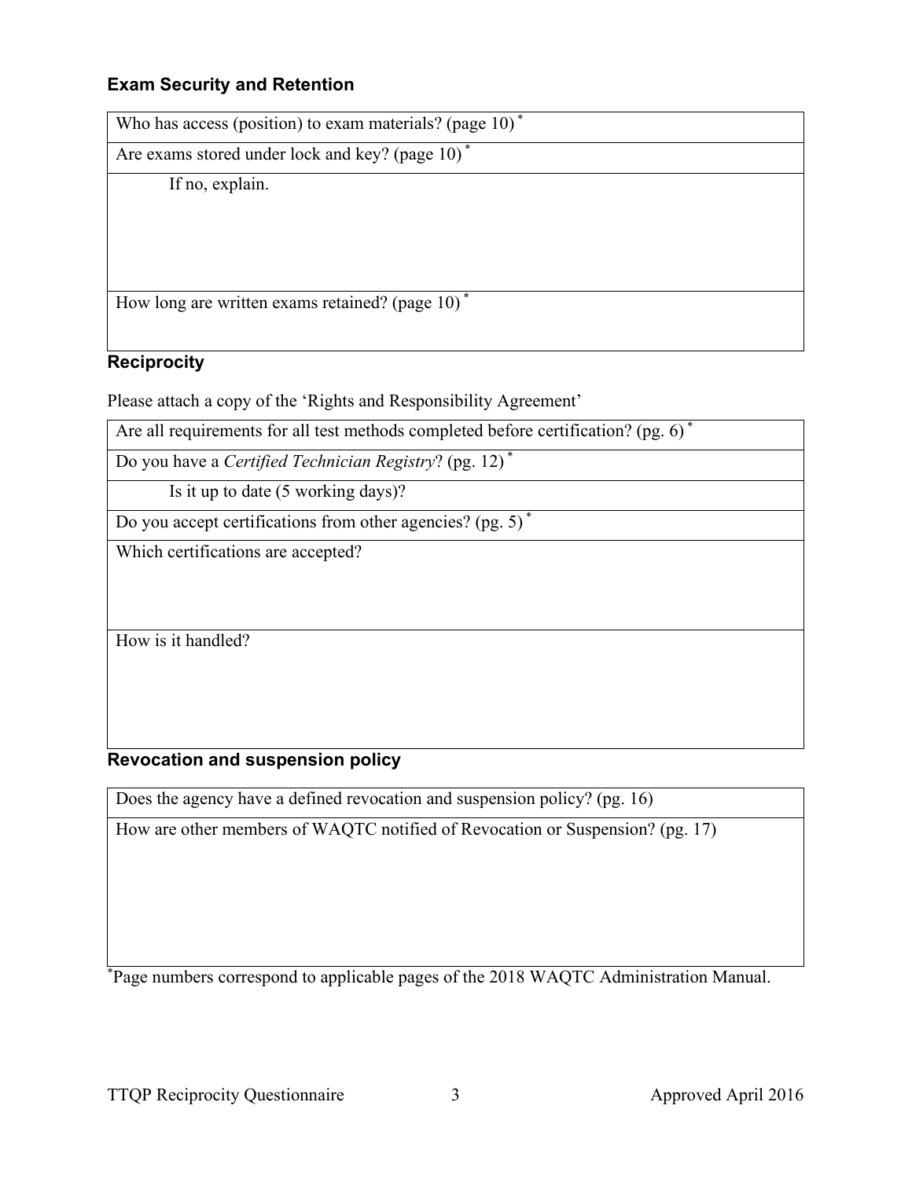## Exam Security and Retention

| |
|---|
| Who has access (position) to exam materials? (page 10) * |
| Are exams stored under lock and key? (page 10) * |
| If no, explain. |
| How long are written exams retained? (page 10) * |

## Reciprocity

Please attach a copy of the 'Rights and Responsibility Agreement'

| |
|---|
| Are all requirements for all test methods completed before certification? (pg. 6) * |
| Do you have a *Certified Technician Registry*? (pg. 12) * |
| Is it up to date (5 working days)? |
| Do you accept certifications from other agencies? (pg. 5) * |
| Which certifications are accepted? |
| How is it handled? |

## Revocation and suspension policy

| |
|---|
| Does the agency have a defined revocation and suspension policy? (pg. 16) |
| How are other members of WAQTC notified of Revocation or Suspension? (pg. 17) |

*Page numbers correspond to applicable pages of the 2018 WAQTC Administration Manual.